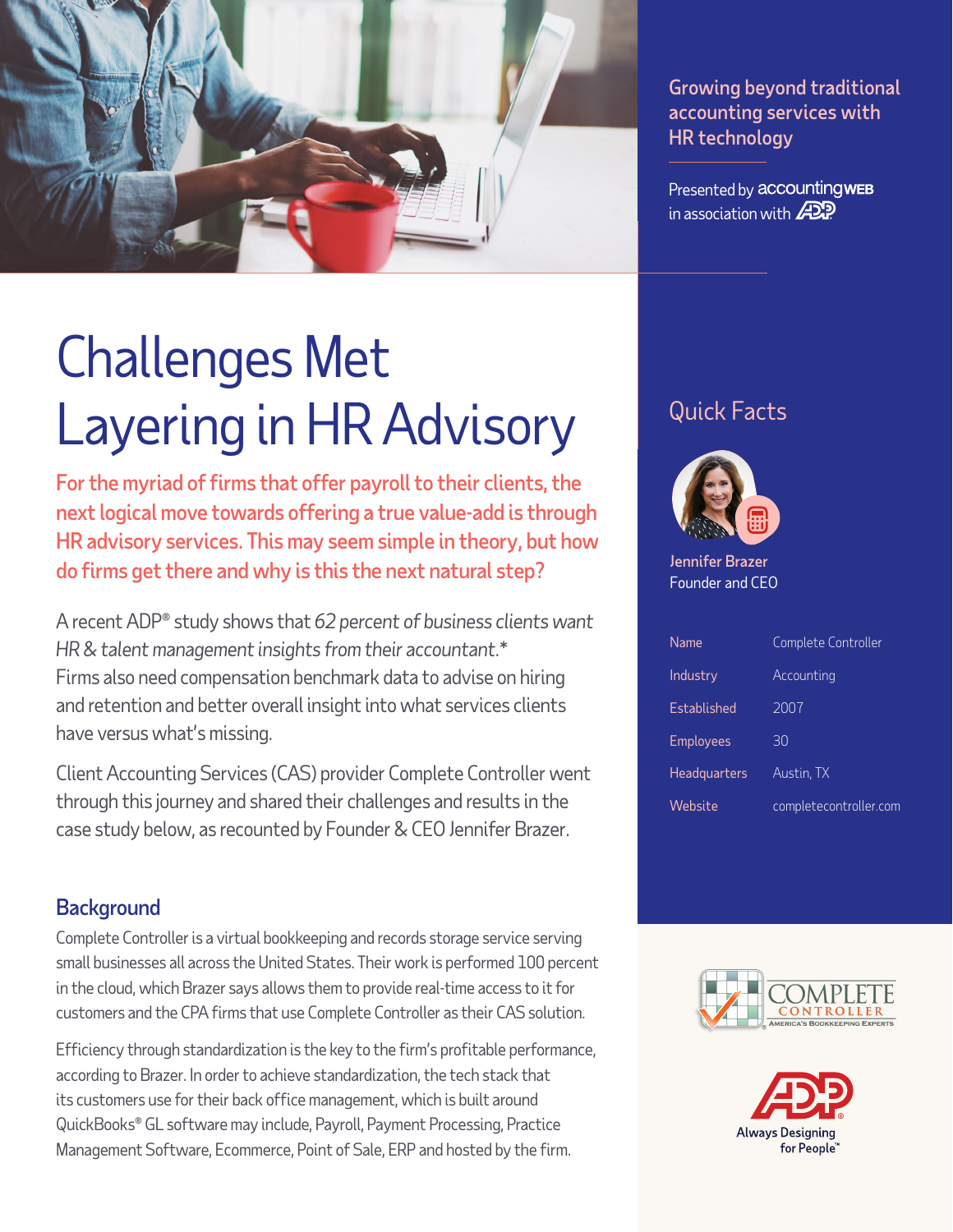Growing beyond traditional accounting services with HR technology

Presented by accountingWEB in association with ADP

# Challenges Met Layering in HR Advisory

**For the myriad of firms that offer payroll to their clients, the next logical move towards offering a true value-add is through HR advisory services. This may seem simple in theory, but how do firms get there and why is this the next natural step?**

A recent ADP® study shows that *62 percent of business clients want HR & talent management insights from their accountant.** Firms also need compensation benchmark data to advise on hiring and retention and better overall insight into what services clients have versus what's missing.

Client Accounting Services (CAS) provider Complete Controller went through this journey and shared their challenges and results in the case study below, as recounted by Founder & CEO Jennifer Brazer.

## Background

Complete Controller is a virtual bookkeeping and records storage service serving small businesses all across the United States. Their work is performed 100 percent in the cloud, which Brazer says allows them to provide real-time access to it for customers and the CPA firms that use Complete Controller as their CAS solution.

Efficiency through standardization is the key to the firm's profitable performance, according to Brazer. In order to achieve standardization, the tech stack that its customers use for their back office management, which is built around QuickBooks® GL software may include, Payroll, Payment Processing, Practice Management Software, Ecommerce, Point of Sale, ERP and hosted by the firm.

## Quick Facts

Jennifer Brazer
Founder and CEO

| | |
|---|---|
| Name | Complete Controller |
| Industry | Accounting |
| Established | 2007 |
| Employees | 30 |
| Headquarters | Austin, TX |
| Website | completecontroller.com |

COMPLETE CONTROLLER — America's Bookkeeping Experts

ADP — Always Designing for People™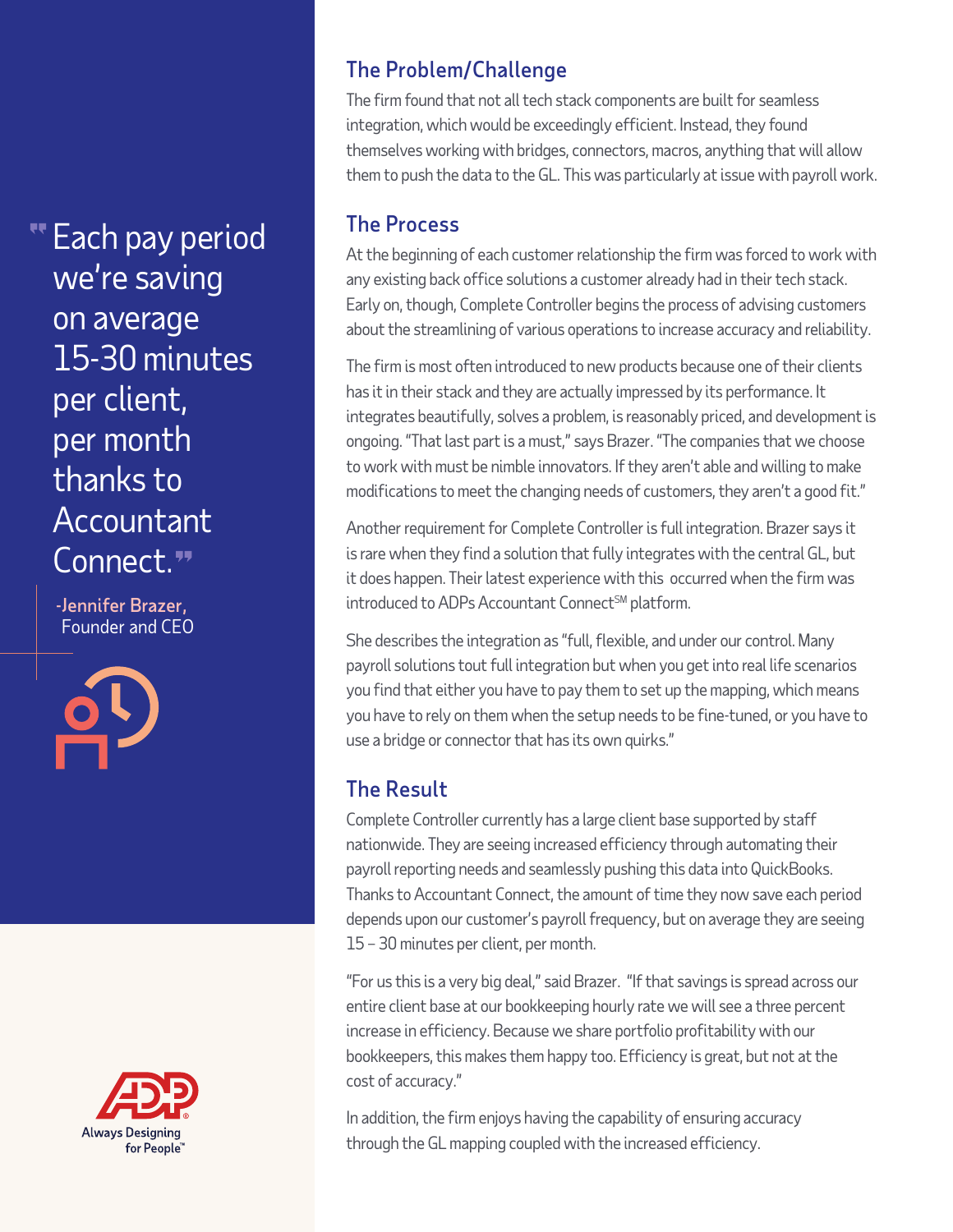> Each pay period we're saving on average 15-30 minutes per client, per month thanks to Accountant Connect.
>
> -Jennifer Brazer, Founder and CEO

## The Problem/Challenge

The firm found that not all tech stack components are built for seamless integration, which would be exceedingly efficient. Instead, they found themselves working with bridges, connectors, macros, anything that will allow them to push the data to the GL. This was particularly at issue with payroll work.

## The Process

At the beginning of each customer relationship the firm was forced to work with any existing back office solutions a customer already had in their tech stack. Early on, though, Complete Controller begins the process of advising customers about the streamlining of various operations to increase accuracy and reliability.

The firm is most often introduced to new products because one of their clients has it in their stack and they are actually impressed by its performance. It integrates beautifully, solves a problem, is reasonably priced, and development is ongoing. "That last part is a must," says Brazer. "The companies that we choose to work with must be nimble innovators. If they aren't able and willing to make modifications to meet the changing needs of customers, they aren't a good fit."

Another requirement for Complete Controller is full integration. Brazer says it is rare when they find a solution that fully integrates with the central GL, but it does happen. Their latest experience with this occurred when the firm was introduced to ADPs Accountant Connect℠ platform.

She describes the integration as "full, flexible, and under our control. Many payroll solutions tout full integration but when you get into real life scenarios you find that either you have to pay them to set up the mapping, which means you have to rely on them when the setup needs to be fine-tuned, or you have to use a bridge or connector that has its own quirks."

## The Result

Complete Controller currently has a large client base supported by staff nationwide. They are seeing increased efficiency through automating their payroll reporting needs and seamlessly pushing this data into QuickBooks. Thanks to Accountant Connect, the amount of time they now save each period depends upon our customer's payroll frequency, but on average they are seeing 15 – 30 minutes per client, per month.

"For us this is a very big deal," said Brazer. "If that savings is spread across our entire client base at our bookkeeping hourly rate we will see a three percent increase in efficiency. Because we share portfolio profitability with our bookkeepers, this makes them happy too. Efficiency is great, but not at the cost of accuracy."

In addition, the firm enjoys having the capability of ensuring accuracy through the GL mapping coupled with the increased efficiency.

ADP Always Designing for People™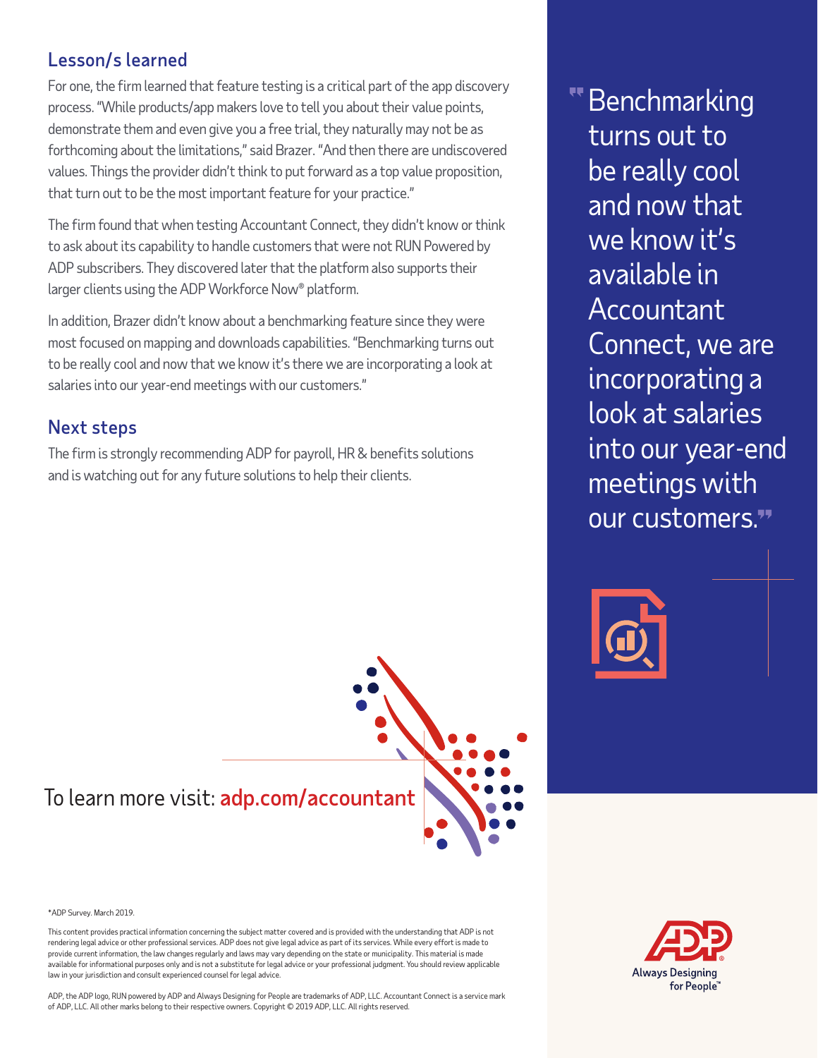## Lesson/s learned

For one, the firm learned that feature testing is a critical part of the app discovery process. "While products/app makers love to tell you about their value points, demonstrate them and even give you a free trial, they naturally may not be as forthcoming about the limitations," said Brazer. "And then there are undiscovered values. Things the provider didn't think to put forward as a top value proposition, that turn out to be the most important feature for your practice."

The firm found that when testing Accountant Connect, they didn't know or think to ask about its capability to handle customers that were not RUN Powered by ADP subscribers. They discovered later that the platform also supports their larger clients using the ADP Workforce Now® platform.

In addition, Brazer didn't know about a benchmarking feature since they were most focused on mapping and downloads capabilities. "Benchmarking turns out to be really cool and now that we know it's there we are incorporating a look at salaries into our year-end meetings with our customers."

## Next steps

The firm is strongly recommending ADP for payroll, HR & benefits solutions and is watching out for any future solutions to help their clients.

> "Benchmarking turns out to be really cool and now that we know it's available in Accountant Connect, we are incorporating a look at salaries into our year-end meetings with our customers."

To learn more visit: **adp.com/accountant**

\*ADP Survey. March 2019.

This content provides practical information concerning the subject matter covered and is provided with the understanding that ADP is not rendering legal advice or other professional services. ADP does not give legal advice as part of its services. While every effort is made to provide current information, the law changes regularly and laws may vary depending on the state or municipality. This material is made available for informational purposes only and is not a substitute for legal advice or your professional judgment. You should review applicable law in your jurisdiction and consult experienced counsel for legal advice.

ADP, the ADP logo, RUN powered by ADP and Always Designing for People are trademarks of ADP, LLC. Accountant Connect is a service mark of ADP, LLC. All other marks belong to their respective owners. Copyright © 2019 ADP, LLC. All rights reserved.

ADP Always Designing for People™